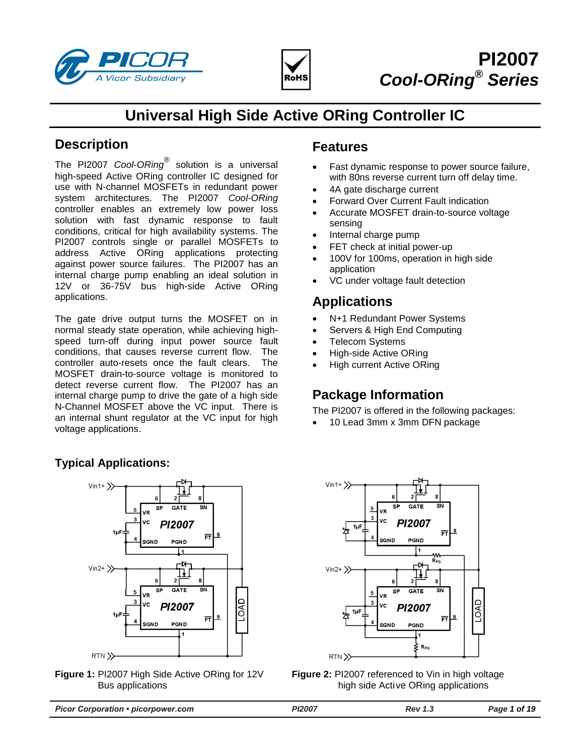# PI2007
## Cool-ORing® Series

# Universal High Side Active ORing Controller IC

## Description

The PI2007 *Cool-ORing*® solution is a universal high-speed Active ORing controller IC designed for use with N-channel MOSFETs in redundant power system architectures. The PI2007 *Cool-ORing* controller enables an extremely low power loss solution with fast dynamic response to fault conditions, critical for high availability systems. The PI2007 controls single or parallel MOSFETs to address Active ORing applications protecting against power source failures. The PI2007 has an internal charge pump enabling an ideal solution in 12V or 36-75V bus high-side Active ORing applications.

The gate drive output turns the MOSFET on in normal steady state operation, while achieving high-speed turn-off during input power source fault conditions, that causes reverse current flow. The controller auto-resets once the fault clears. The MOSFET drain-to-source voltage is monitored to detect reverse current flow. The PI2007 has an internal charge pump to drive the gate of a high side N-Channel MOSFET above the VC input. There is an internal shunt regulator at the VC input for high voltage applications.

## Features

- Fast dynamic response to power source failure, with 80ns reverse current turn off delay time.
- 4A gate discharge current
- Forward Over Current Fault indication
- Accurate MOSFET drain-to-source voltage sensing
- Internal charge pump
- FET check at initial power-up
- 100V for 100ms, operation in high side application
- VC under voltage fault detection

## Applications

- N+1 Redundant Power Systems
- Servers & High End Computing
- Telecom Systems
- High-side Active ORing
- High current Active ORing

## Package Information

The PI2007 is offered in the following packages:

- 10 Lead 3mm x 3mm DFN package

## Typical Applications:

**Figure 1:** PI2007 High Side Active ORing for 12V Bus applications

**Figure 2:** PI2007 referenced to Vin in high voltage high side Active ORing applications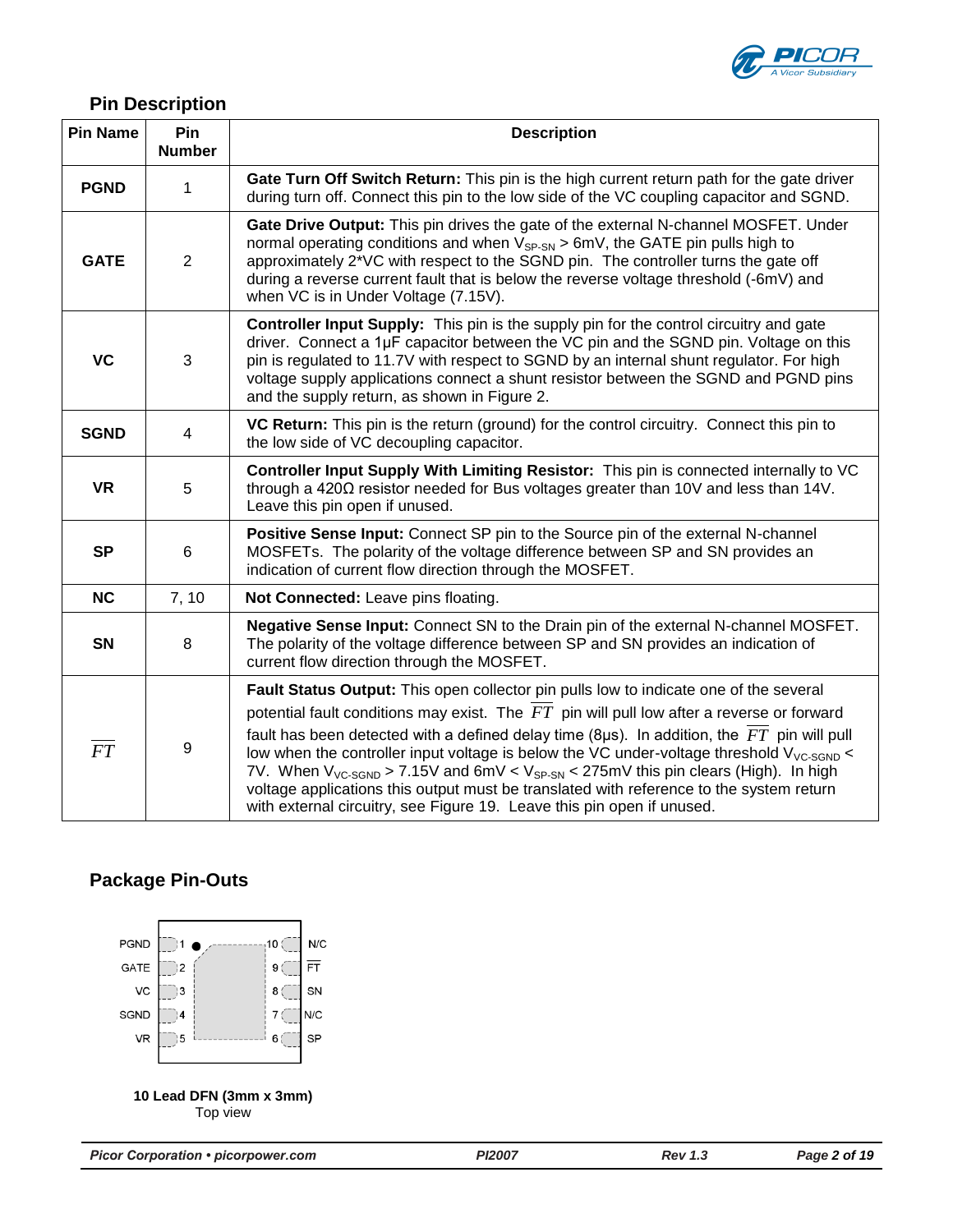## Pin Description

| Pin Name | Pin Number | Description |
|---|---|---|
| **PGND** | 1 | **Gate Turn Off Switch Return:** This pin is the high current return path for the gate driver during turn off. Connect this pin to the low side of the VC coupling capacitor and SGND. |
| **GATE** | 2 | **Gate Drive Output:** This pin drives the gate of the external N-channel MOSFET. Under normal operating conditions and when $V_{SP\text{-}SN}$ > 6mV, the GATE pin pulls high to approximately 2*VC with respect to the SGND pin. The controller turns the gate off during a reverse current fault that is below the reverse voltage threshold (-6mV) and when VC is in Under Voltage (7.15V). |
| **VC** | 3 | **Controller Input Supply:** This pin is the supply pin for the control circuitry and gate driver. Connect a 1µF capacitor between the VC pin and the SGND pin. Voltage on this pin is regulated to 11.7V with respect to SGND by an internal shunt regulator. For high voltage supply applications connect a shunt resistor between the SGND and PGND pins and the supply return, as shown in Figure 2. |
| **SGND** | 4 | **VC Return:** This pin is the return (ground) for the control circuitry. Connect this pin to the low side of VC decoupling capacitor. |
| **VR** | 5 | **Controller Input Supply With Limiting Resistor:** This pin is connected internally to VC through a 420Ω resistor needed for Bus voltages greater than 10V and less than 14V. Leave this pin open if unused. |
| **SP** | 6 | **Positive Sense Input:** Connect SP pin to the Source pin of the external N-channel MOSFETs. The polarity of the voltage difference between SP and SN provides an indication of current flow direction through the MOSFET. |
| **NC** | 7, 10 | **Not Connected:** Leave pins floating. |
| **SN** | 8 | **Negative Sense Input:** Connect SN to the Drain pin of the external N-channel MOSFET. The polarity of the voltage difference between SP and SN provides an indication of current flow direction through the MOSFET. |
| $\overline{FT}$ | 9 | **Fault Status Output:** This open collector pin pulls low to indicate one of the several potential fault conditions may exist. The $\overline{FT}$ pin will pull low after a reverse or forward fault has been detected with a defined delay time (8µs). In addition, the $\overline{FT}$ pin will pull low when the controller input voltage is below the VC under-voltage threshold $V_{VC\text{-}SGND}$ < 7V. When $V_{VC\text{-}SGND}$ > 7.15V and 6mV < $V_{SP\text{-}SN}$ < 275mV this pin clears (High). In high voltage applications this output must be translated with reference to the system return with external circuitry, see Figure 19. Leave this pin open if unused. |

## Package Pin-Outs

| Pin | Name | Pin | Name |
|---|---|---|---|
| 1 | PGND | 10 | N/C |
| 2 | GATE | 9 | $\overline{FT}$ |
| 3 | VC | 8 | SN |
| 4 | SGND | 7 | N/C |
| 5 | VR | 6 | SP |

**10 Lead DFN (3mm x 3mm)**
Top view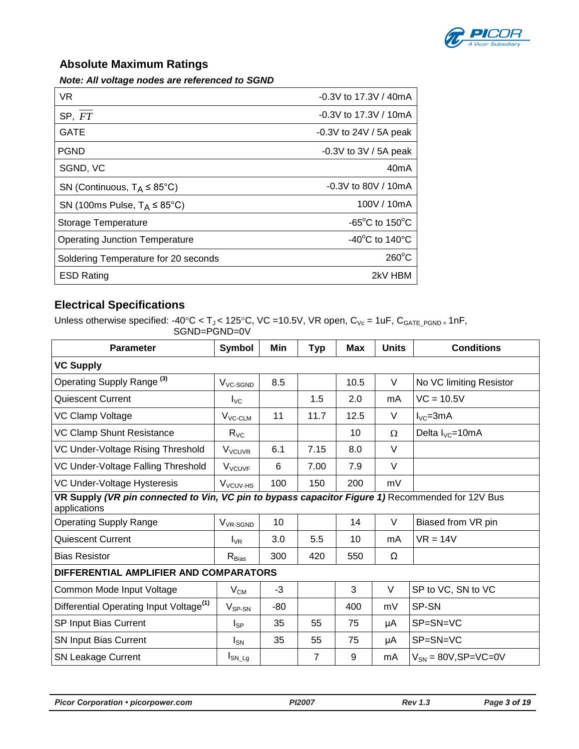## Absolute Maximum Ratings

***Note: All voltage nodes are referenced to SGND***

| | |
|---|---|
| VR | -0.3V to 17.3V / 40mA |
| SP, $\overline{FT}$ | -0.3V to 17.3V / 10mA |
| GATE | -0.3V to 24V / 5A peak |
| PGND | -0.3V to 3V / 5A peak |
| SGND, VC | 40mA |
| SN (Continuous, $T_A \leq 85°C$) | -0.3V to 80V / 10mA |
| SN (100ms Pulse, $T_A \leq 85°C$) | 100V / 10mA |
| Storage Temperature | -65°C to 150°C |
| Operating Junction Temperature | -40°C to 140°C |
| Soldering Temperature for 20 seconds | 260°C |
| ESD Rating | 2kV HBM |

## Electrical Specifications

Unless otherwise specified: -40°C < $T_J$ < 125°C, VC =10.5V, VR open, $C_{Vc}$ = 1uF, $C_{GATE\_PGND}$ = 1nF, SGND=PGND=0V

| Parameter | Symbol | Min | Typ | Max | Units | Conditions |
|---|---|---|---|---|---|---|
| **VC Supply** | | | | | | |
| Operating Supply Range [3] | $V_{VC\text{-}SGND}$ | 8.5 | | 10.5 | V | No VC limiting Resistor |
| Quiescent Current | $I_{VC}$ | | 1.5 | 2.0 | mA | VC = 10.5V |
| VC Clamp Voltage | $V_{VC\text{-}CLM}$ | 11 | 11.7 | 12.5 | V | $I_{VC}$=3mA |
| VC Clamp Shunt Resistance | $R_{VC}$ | | | 10 | Ω | Delta $I_{VC}$=10mA |
| VC Under-Voltage Rising Threshold | $V_{VCUVR}$ | 6.1 | 7.15 | 8.0 | V | |
| VC Under-Voltage Falling Threshold | $V_{VCUVF}$ | 6 | 7.00 | 7.9 | V | |
| VC Under-Voltage Hysteresis | $V_{VCUV\text{-}HS}$ | 100 | 150 | 200 | mV | |
| **VR Supply *(VR pin connected to Vin, VC pin to bypass capacitor Figure 1)*** Recommended for 12V Bus applications | | | | | | |
| Operating Supply Range | $V_{VR\text{-}SGND}$ | 10 | | 14 | V | Biased from VR pin |
| Quiescent Current | $I_{VR}$ | 3.0 | 5.5 | 10 | mA | VR = 14V |
| Bias Resistor | $R_{Bias}$ | 300 | 420 | 550 | Ω | |
| **DIFFERENTIAL AMPLIFIER AND COMPARATORS** | | | | | | |
| Common Mode Input Voltage | $V_{CM}$ | -3 | | 3 | V | SP to VC, SN to VC |
| Differential Operating Input Voltage[1] | $V_{SP\text{-}SN}$ | -80 | | 400 | mV | SP-SN |
| SP Input Bias Current | $I_{SP}$ | 35 | 55 | 75 | µA | SP=SN=VC |
| SN Input Bias Current | $I_{SN}$ | 35 | 55 | 75 | µA | SP=SN=VC |
| SN Leakage Current | $I_{SN\_Lg}$ | | 7 | 9 | mA | $V_{SN}$ = 80V,SP=VC=0V |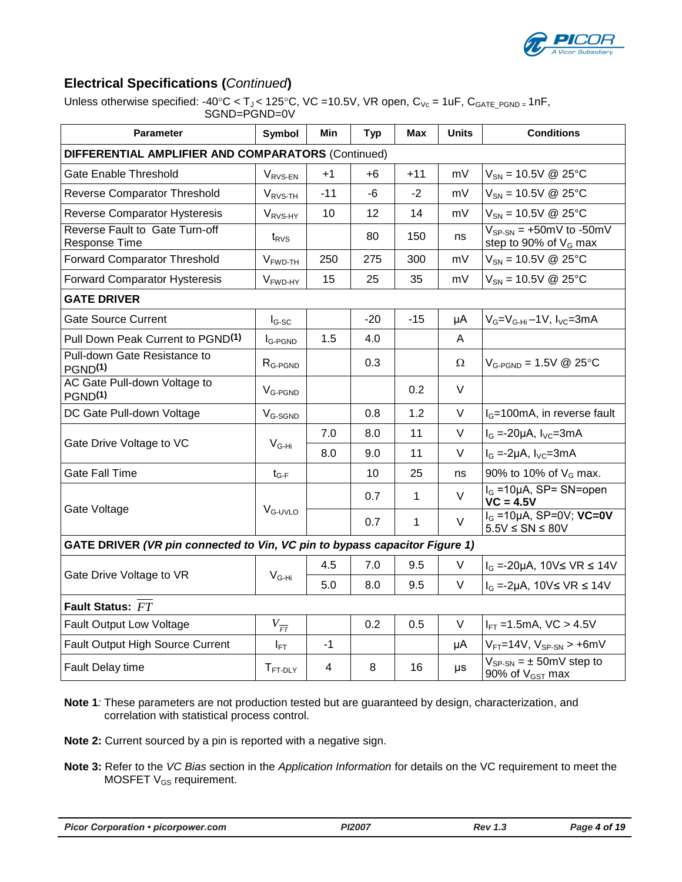## Electrical Specifications (*Continued*)

Unless otherwise specified: -40°C < $T_J$ < 125°C, VC =10.5V, VR open, $C_{Vc}$ = 1uF, $C_{GATE\_PGND}$ = 1nF, SGND=PGND=0V

| Parameter | Symbol | Min | Typ | Max | Units | Conditions |
|---|---|---|---|---|---|---|
| **DIFFERENTIAL AMPLIFIER AND COMPARATORS** (Continued) | | | | | | |
| Gate Enable Threshold | $V_{RVS\text{-}EN}$ | +1 | +6 | +11 | mV | $V_{SN}$ = 10.5V @ 25°C |
| Reverse Comparator Threshold | $V_{RVS\text{-}TH}$ | -11 | -6 | -2 | mV | $V_{SN}$ = 10.5V @ 25°C |
| Reverse Comparator Hysteresis | $V_{RVS\text{-}HY}$ | 10 | 12 | 14 | mV | $V_{SN}$ = 10.5V @ 25°C |
| Reverse Fault to Gate Turn-off Response Time | $t_{RVS}$ | | 80 | 150 | ns | $V_{SP\text{-}SN}$ = +50mV to -50mV step to 90% of $V_G$ max |
| Forward Comparator Threshold | $V_{FWD\text{-}TH}$ | 250 | 275 | 300 | mV | $V_{SN}$ = 10.5V @ 25°C |
| Forward Comparator Hysteresis | $V_{FWD\text{-}HY}$ | 15 | 25 | 35 | mV | $V_{SN}$ = 10.5V @ 25°C |
| **GATE DRIVER** | | | | | | |
| Gate Source Current | $I_{G\text{-}SC}$ | | -20 | -15 | µA | $V_G$=$V_{G\text{-}Hi}$–1V, $I_{VC}$=3mA |
| Pull Down Peak Current to PGND**(1)** | $I_{G\text{-}PGND}$ | 1.5 | 4.0 | | A | |
| Pull-down Gate Resistance to PGND**(1)** | $R_{G\text{-}PGND}$ | | 0.3 | | Ω | $V_{G\text{-}PGND}$ = 1.5V @ 25°C |
| AC Gate Pull-down Voltage to PGND**(1)** | $V_{G\text{-}PGND}$ | | | 0.2 | V | |
| DC Gate Pull-down Voltage | $V_{G\text{-}SGND}$ | | 0.8 | 1.2 | V | $I_G$=100mA, in reverse fault |
| Gate Drive Voltage to VC | $V_{G\text{-}Hi}$ | 7.0 | 8.0 | 11 | V | $I_G$ =-20µA, $I_{VC}$=3mA |
| | | 8.0 | 9.0 | 11 | V | $I_G$ =-2µA, $I_{VC}$=3mA |
| Gate Fall Time | $t_{G\text{-}F}$ | | 10 | 25 | ns | 90% to 10% of $V_G$ max. |
| Gate Voltage | $V_{G\text{-}UVLO}$ | | 0.7 | 1 | V | $I_G$ =10µA, SP= SN=open **VC = 4.5V** |
| | | | 0.7 | 1 | V | $I_G$ =10µA, SP=0V; **VC=0V** 5.5V ≤ SN ≤ 80V |
| **GATE DRIVER** ***(VR pin connected to Vin, VC pin to bypass capacitor Figure 1)*** | | | | | | |
| Gate Drive Voltage to VR | $V_{G\text{-}Hi}$ | 4.5 | 7.0 | 9.5 | V | $I_G$ =-20µA, 10V≤ VR ≤ 14V |
| | | 5.0 | 8.0 | 9.5 | V | $I_G$ =-2µA, 10V≤ VR ≤ 14V |
| **Fault Status:** $\overline{FT}$ | | | | | | |
| Fault Output Low Voltage | $V_{\overline{FT}}$ | | 0.2 | 0.5 | V | $I_{FT}$ =1.5mA, VC > 4.5V |
| Fault Output High Source Current | $I_{FT}$ | -1 | | | µA | $V_{FT}$=14V, $V_{SP\text{-}SN}$ > +6mV |
| Fault Delay time | $T_{FT\text{-}DLY}$ | 4 | 8 | 16 | µs | $V_{SP\text{-}SN}$ = ± 50mV step to 90% of $V_{GST}$ max |

**Note 1***:* These parameters are not production tested but are guaranteed by design, characterization, and correlation with statistical process control.

**Note 2:** Current sourced by a pin is reported with a negative sign.

**Note 3:** Refer to the *VC Bias* section in the *Application Information* for details on the VC requirement to meet the MOSFET $V_{GS}$ requirement.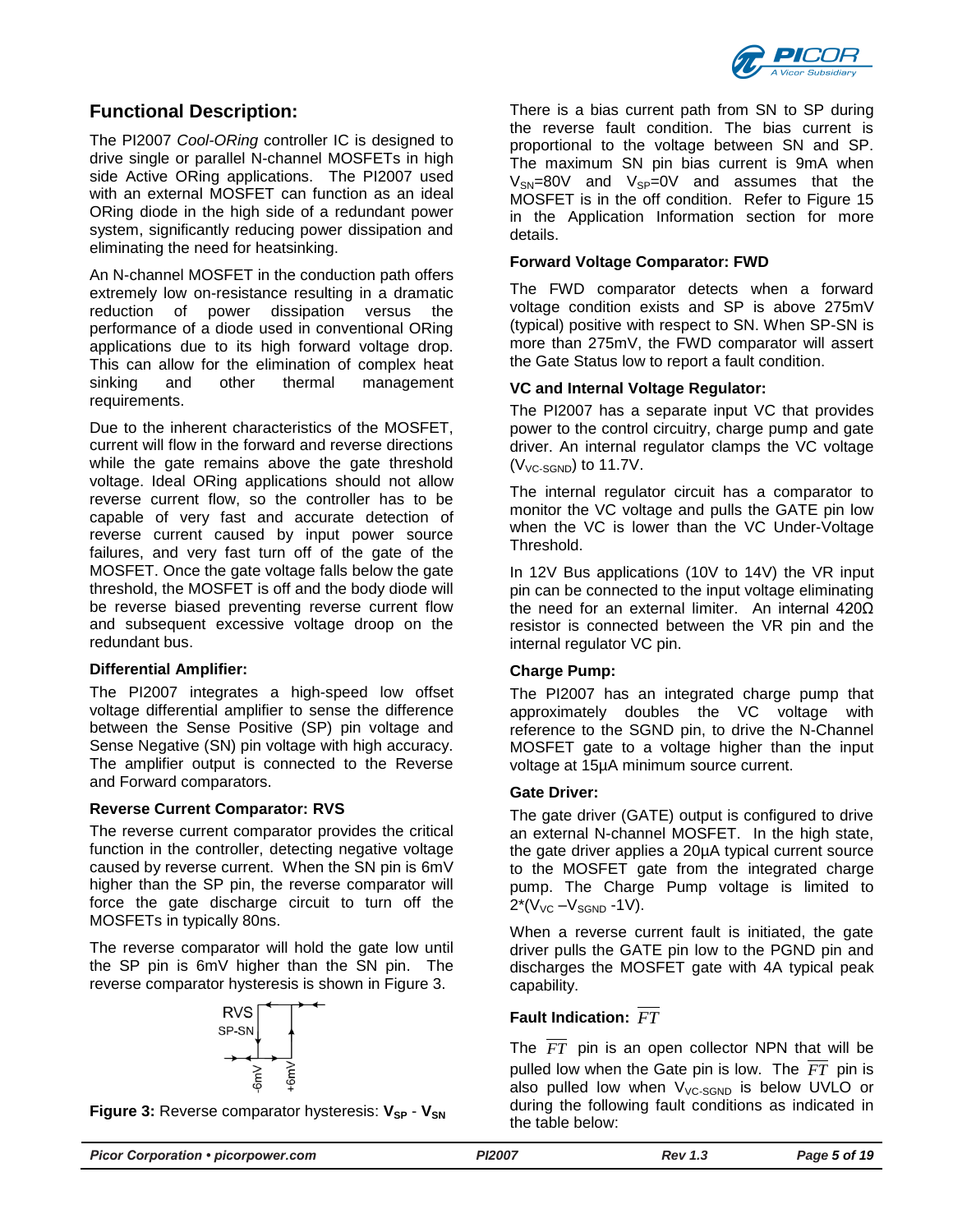## Functional Description:

The PI2007 *Cool-ORing* controller IC is designed to drive single or parallel N-channel MOSFETs in high side Active ORing applications. The PI2007 used with an external MOSFET can function as an ideal ORing diode in the high side of a redundant power system, significantly reducing power dissipation and eliminating the need for heatsinking.

An N-channel MOSFET in the conduction path offers extremely low on-resistance resulting in a dramatic reduction of power dissipation versus the performance of a diode used in conventional ORing applications due to its high forward voltage drop. This can allow for the elimination of complex heat sinking and other thermal management requirements.

Due to the inherent characteristics of the MOSFET, current will flow in the forward and reverse directions while the gate remains above the gate threshold voltage. Ideal ORing applications should not allow reverse current flow, so the controller has to be capable of very fast and accurate detection of reverse current caused by input power source failures, and very fast turn off of the gate of the MOSFET. Once the gate voltage falls below the gate threshold, the MOSFET is off and the body diode will be reverse biased preventing reverse current flow and subsequent excessive voltage droop on the redundant bus.

**Differential Amplifier:**

The PI2007 integrates a high-speed low offset voltage differential amplifier to sense the difference between the Sense Positive (SP) pin voltage and Sense Negative (SN) pin voltage with high accuracy. The amplifier output is connected to the Reverse and Forward comparators.

**Reverse Current Comparator: RVS**

The reverse current comparator provides the critical function in the controller, detecting negative voltage caused by reverse current. When the SN pin is 6mV higher than the SP pin, the reverse comparator will force the gate discharge circuit to turn off the MOSFETs in typically 80ns.

The reverse comparator will hold the gate low until the SP pin is 6mV higher than the SN pin. The reverse comparator hysteresis is shown in Figure 3.

RVS SP-SN -6mV +6mV

**Figure 3:** Reverse comparator hysteresis: $V_{SP}$ - $V_{SN}$

There is a bias current path from SN to SP during the reverse fault condition. The bias current is proportional to the voltage between SN and SP. The maximum SN pin bias current is 9mA when $V_{SN}$=80V and $V_{SP}$=0V and assumes that the MOSFET is in the off condition. Refer to Figure 15 in the Application Information section for more details.

**Forward Voltage Comparator: FWD**

The FWD comparator detects when a forward voltage condition exists and SP is above 275mV (typical) positive with respect to SN. When SP-SN is more than 275mV, the FWD comparator will assert the Gate Status low to report a fault condition.

**VC and Internal Voltage Regulator:**

The PI2007 has a separate input VC that provides power to the control circuitry, charge pump and gate driver. An internal regulator clamps the VC voltage ($V_{VC-SGND}$) to 11.7V.

The internal regulator circuit has a comparator to monitor the VC voltage and pulls the GATE pin low when the VC is lower than the VC Under-Voltage Threshold.

In 12V Bus applications (10V to 14V) the VR input pin can be connected to the input voltage eliminating the need for an external limiter. An internal 420Ω resistor is connected between the VR pin and the internal regulator VC pin.

**Charge Pump:**

The PI2007 has an integrated charge pump that approximately doubles the VC voltage with reference to the SGND pin, to drive the N-Channel MOSFET gate to a voltage higher than the input voltage at 15µA minimum source current.

**Gate Driver:**

The gate driver (GATE) output is configured to drive an external N-channel MOSFET. In the high state, the gate driver applies a 20µA typical current source to the MOSFET gate from the integrated charge pump. The Charge Pump voltage is limited to $2*(V_{VC} – V_{SGND} - 1V)$.

When a reverse current fault is initiated, the gate driver pulls the GATE pin low to the PGND pin and discharges the MOSFET gate with 4A typical peak capability.

**Fault Indication:** $\overline{FT}$

The $\overline{FT}$ pin is an open collector NPN that will be pulled low when the Gate pin is low. The $\overline{FT}$ pin is also pulled low when $V_{VC-SGND}$ is below UVLO or during the following fault conditions as indicated in the table below: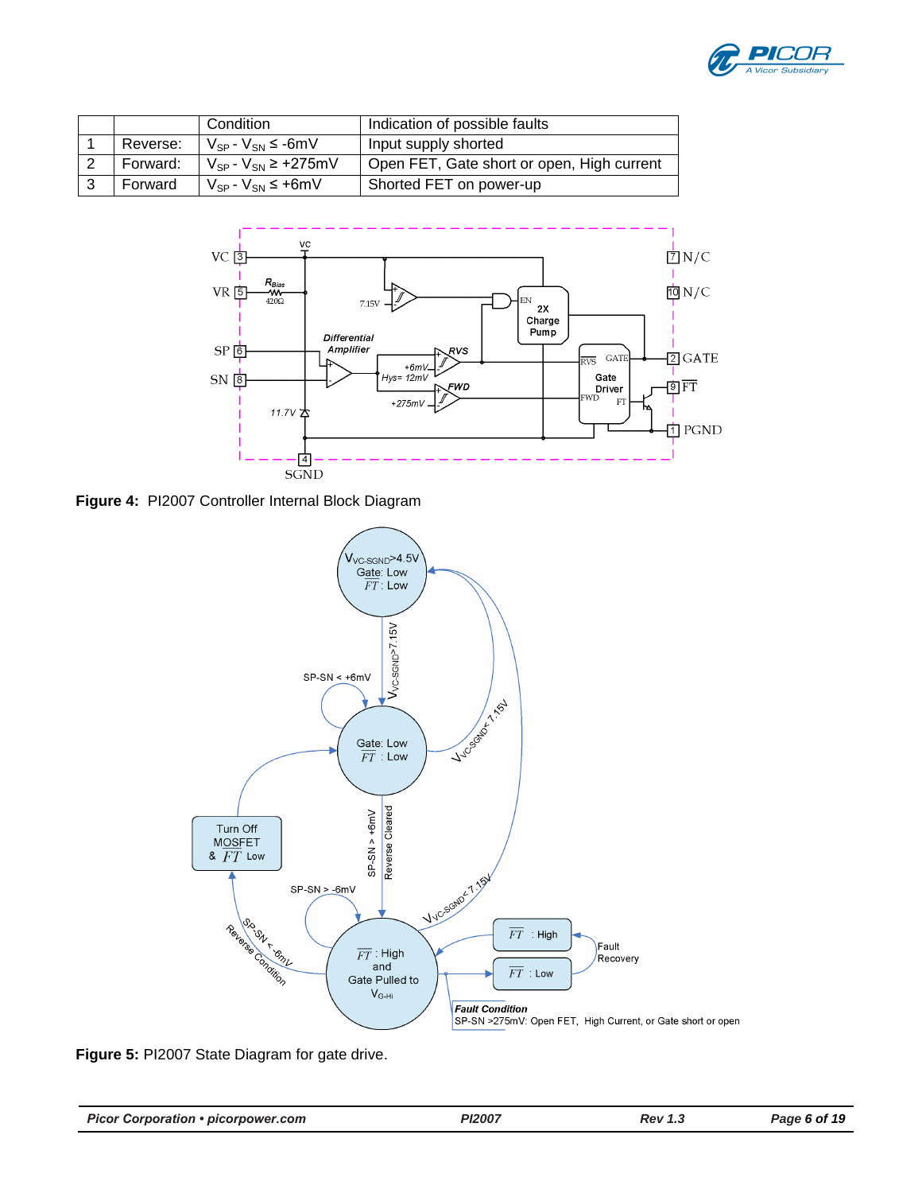| | | Condition | Indication of possible faults |
|---|---|---|---|
| 1 | Reverse: | $V_{SP} - V_{SN} \leq -6mV$ | Input supply shorted |
| 2 | Forward: | $V_{SP} - V_{SN} \geq +275mV$ | Open FET, Gate short or open, High current |
| 3 | Forward | $V_{SP} - V_{SN} \leq +6mV$ | Shorted FET on power-up |

**Figure 4:** PI2007 Controller Internal Block Diagram

**Figure 5:** PI2007 State Diagram for gate drive.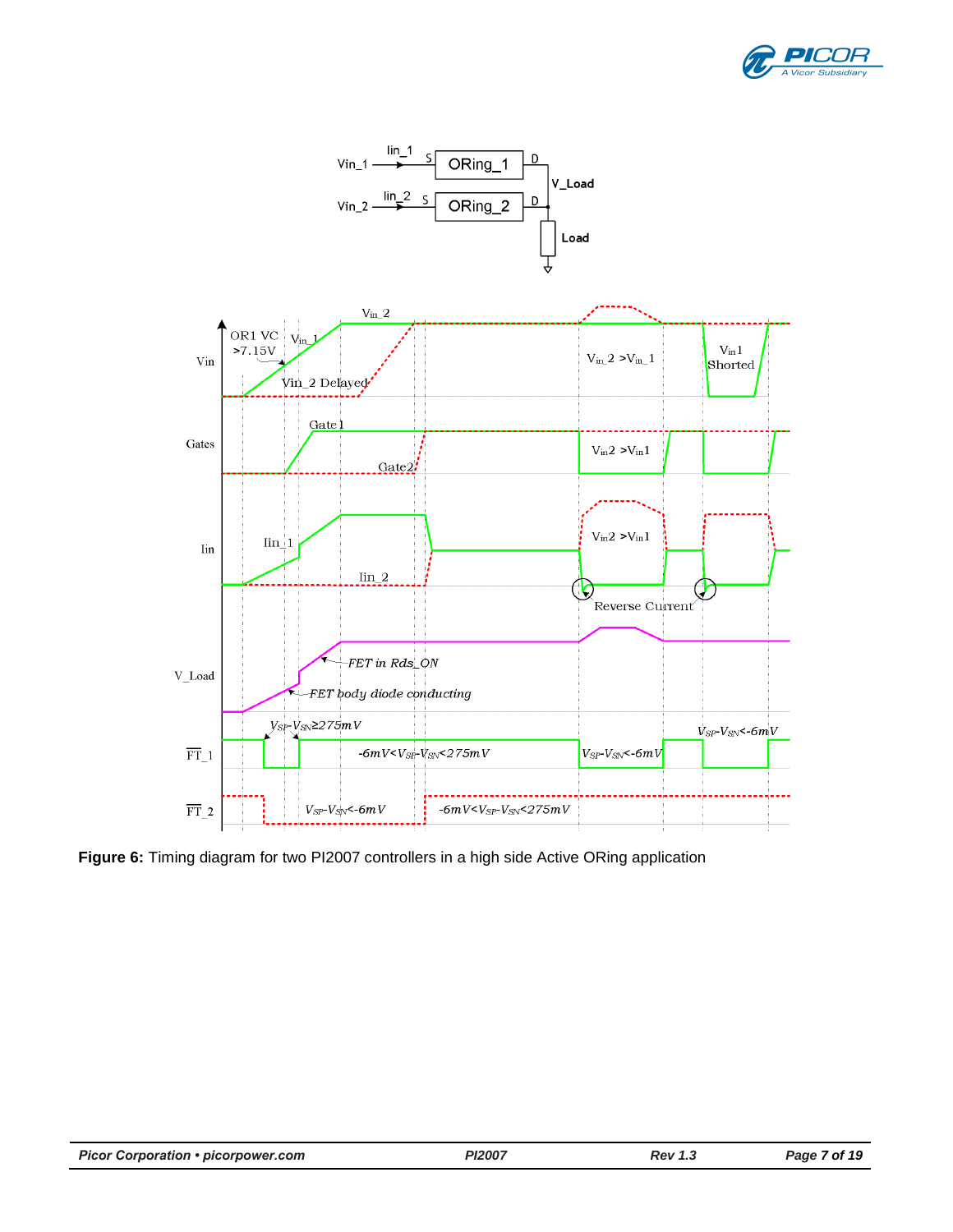**Figure 6:** Timing diagram for two PI2007 controllers in a high side Active ORing application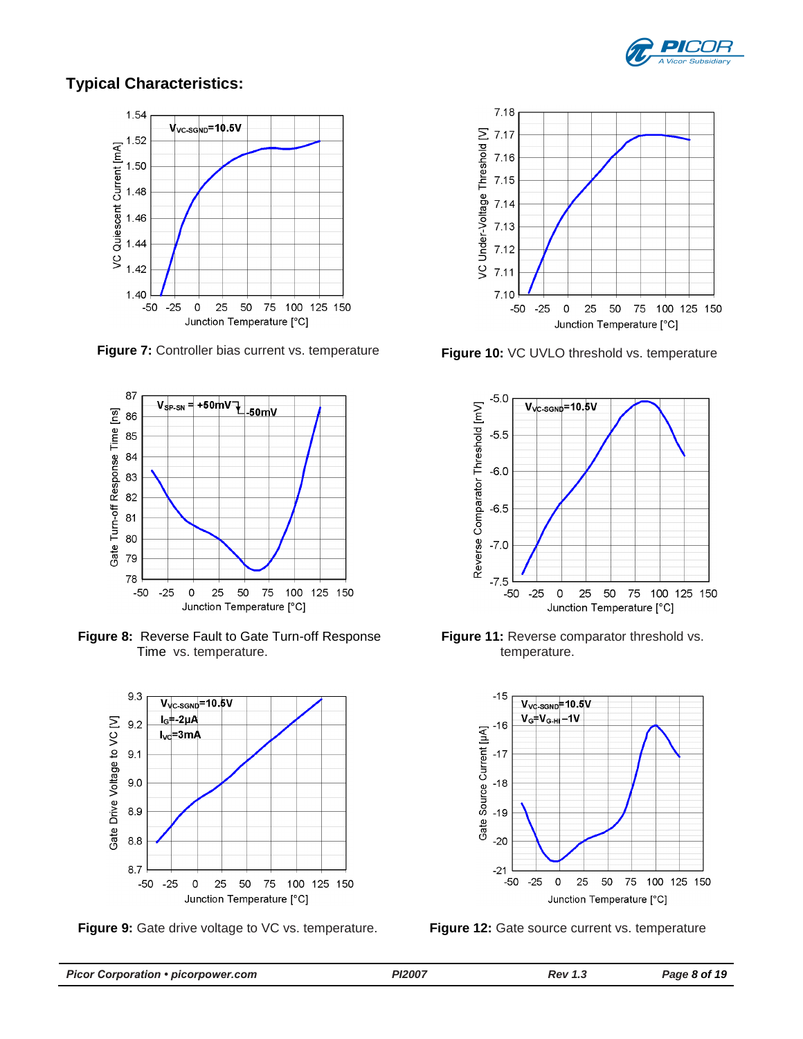## Typical Characteristics:

**Figure 7:** Controller bias current vs. temperature

**Figure 10:** VC UVLO threshold vs. temperature

**Figure 8:** Reverse Fault to Gate Turn-off Response Time vs. temperature.

**Figure 11:** Reverse comparator threshold vs. temperature.

**Figure 9:** Gate drive voltage to VC vs. temperature.

**Figure 12:** Gate source current vs. temperature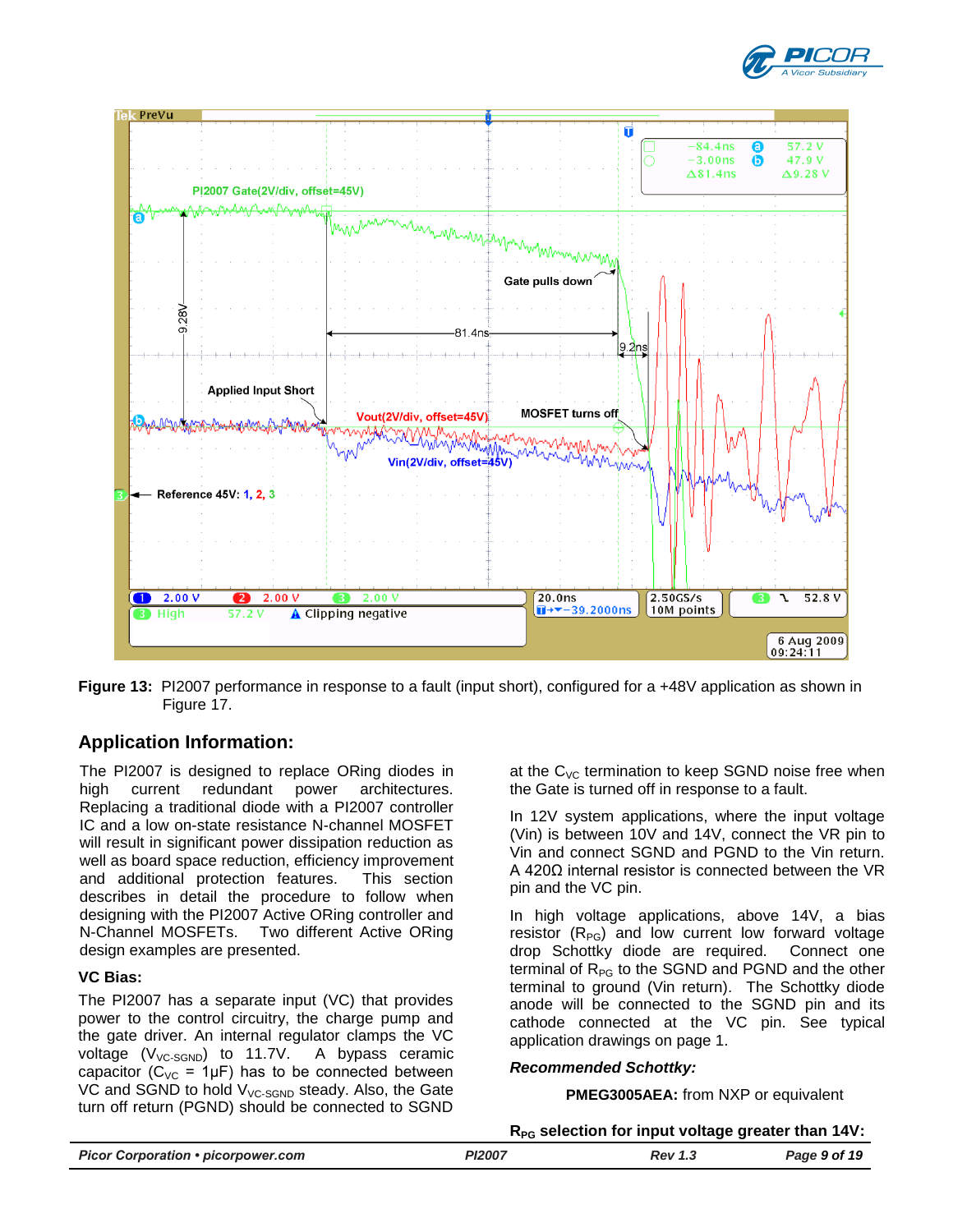**Figure 13:** PI2007 performance in response to a fault (input short), configured for a +48V application as shown in Figure 17.

## Application Information:

The PI2007 is designed to replace ORing diodes in high current redundant power architectures. Replacing a traditional diode with a PI2007 controller IC and a low on-state resistance N-channel MOSFET will result in significant power dissipation reduction as well as board space reduction, efficiency improvement and additional protection features. This section describes in detail the procedure to follow when designing with the PI2007 Active ORing controller and N-Channel MOSFETs. Two different Active ORing design examples are presented.

### VC Bias:

The PI2007 has a separate input (VC) that provides power to the control circuitry, the charge pump and the gate driver. An internal regulator clamps the VC voltage ($V_{VC\text{-}SGND}$) to 11.7V. A bypass ceramic capacitor ($C_{VC}$ = 1µF) has to be connected between VC and SGND to hold $V_{VC\text{-}SGND}$ steady. Also, the Gate turn off return (PGND) should be connected to SGND at the $C_{VC}$ termination to keep SGND noise free when the Gate is turned off in response to a fault.

In 12V system applications, where the input voltage (Vin) is between 10V and 14V, connect the VR pin to Vin and connect SGND and PGND to the Vin return. A 420Ω internal resistor is connected between the VR pin and the VC pin.

In high voltage applications, above 14V, a bias resistor ($R_{PG}$) and low current low forward voltage drop Schottky diode are required. Connect one terminal of $R_{PG}$ to the SGND and PGND and the other terminal to ground (Vin return). The Schottky diode anode will be connected to the SGND pin and its cathode connected at the VC pin. See typical application drawings on page 1.

***Recommended Schottky:***

**PMEG3005AEA:** from NXP or equivalent

**$R_{PG}$ selection for input voltage greater than 14V:**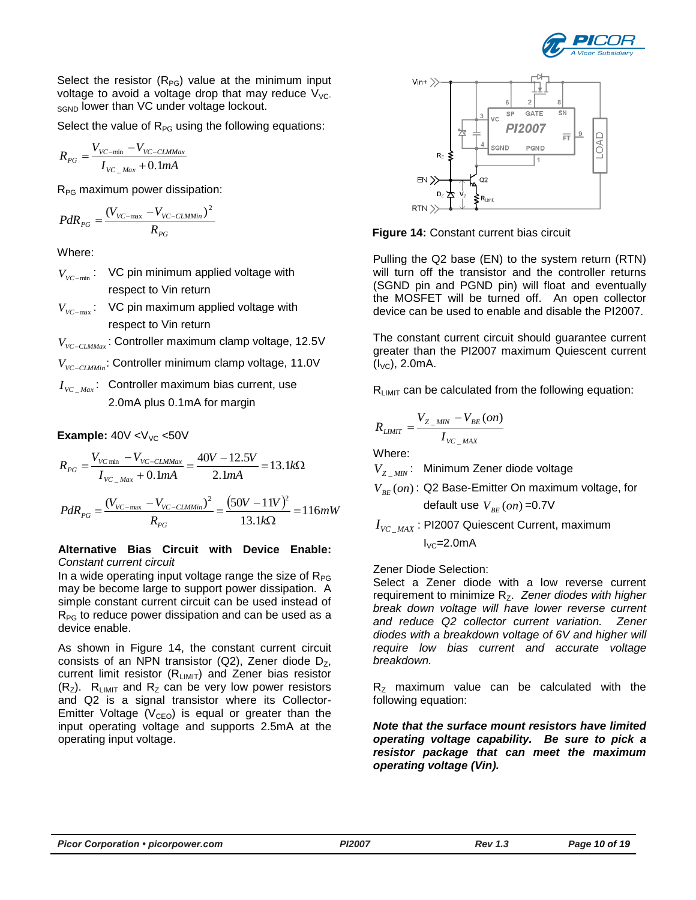Select the resistor ($R_{PG}$) value at the minimum input voltage to avoid a voltage drop that may reduce $V_{VC\text{-}SGND}$ lower than VC under voltage lockout.

Select the value of $R_{PG}$ using the following equations:

$$R_{PG} = \frac{V_{VC-\min} - V_{VC-CLMMax}}{I_{VC\_Max} + 0.1mA}$$

$R_{PG}$ maximum power dissipation:

$$PdR_{PG} = \frac{(V_{VC-\max} - V_{VC-CLMMin})^2}{R_{PG}}$$

Where:

- $V_{VC-\min}$: VC pin minimum applied voltage with respect to Vin return
- $V_{VC-\max}$: VC pin maximum applied voltage with respect to Vin return
- $V_{VC-CLMMax}$: Controller maximum clamp voltage, 12.5V
- $V_{VC-CLMMin}$: Controller minimum clamp voltage, 11.0V
- $I_{VC\_Max}$: Controller maximum bias current, use 2.0mA plus 0.1mA for margin

**Example:** 40V < $V_{VC}$ < 50V

$$R_{PG} = \frac{V_{VC\min} - V_{VC-CLMMax}}{I_{VC\_Max} + 0.1mA} = \frac{40V - 12.5V}{2.1mA} = 13.1k\Omega$$

$$PdR_{PG} = \frac{(V_{VC-\max} - V_{VC-CLMMin})^2}{R_{PG}} = \frac{(50V - 11V)^2}{13.1k\Omega} = 116mW$$

**Alternative Bias Circuit with Device Enable:**
*Constant current circuit*

In a wide operating input voltage range the size of $R_{PG}$ may be become large to support power dissipation. A simple constant current circuit can be used instead of $R_{PG}$ to reduce power dissipation and can be used as a device enable.

As shown in Figure 14, the constant current circuit consists of an NPN transistor (Q2), Zener diode $D_Z$, current limit resistor ($R_{LIMIT}$) and Zener bias resistor ($R_Z$). $R_{LIMIT}$ and $R_Z$ can be very low power resistors and Q2 is a signal transistor where its Collector-Emitter Voltage ($V_{CEO}$) is equal or greater than the input operating voltage and supports 2.5mA at the operating input voltage.

**Figure 14:** Constant current bias circuit

Pulling the Q2 base (EN) to the system return (RTN) will turn off the transistor and the controller returns (SGND pin and PGND pin) will float and eventually the MOSFET will be turned off. An open collector device can be used to enable and disable the PI2007.

The constant current circuit should guarantee current greater than the PI2007 maximum Quiescent current ($I_{VC}$), 2.0mA.

$R_{LIMIT}$ can be calculated from the following equation:

$$R_{LIMIT} = \frac{V_{Z\_MIN} - V_{BE}(on)}{I_{VC\_MAX}}$$

Where:

- $V_{Z\_MIN}$: Minimum Zener diode voltage
- $V_{BE}(on)$: Q2 Base-Emitter On maximum voltage, for default use $V_{BE}(on)$ =0.7V
- $I_{VC\_MAX}$: PI2007 Quiescent Current, maximum $I_{VC}$=2.0mA

Zener Diode Selection:
Select a Zener diode with a low reverse current requirement to minimize $R_Z$. *Zener diodes with higher break down voltage will have lower reverse current and reduce Q2 collector current variation. Zener diodes with a breakdown voltage of 6V and higher will require low bias current and accurate voltage breakdown.*

$R_Z$ maximum value can be calculated with the following equation:

***Note that the surface mount resistors have limited operating voltage capability. Be sure to pick a resistor package that can meet the maximum operating voltage (Vin).***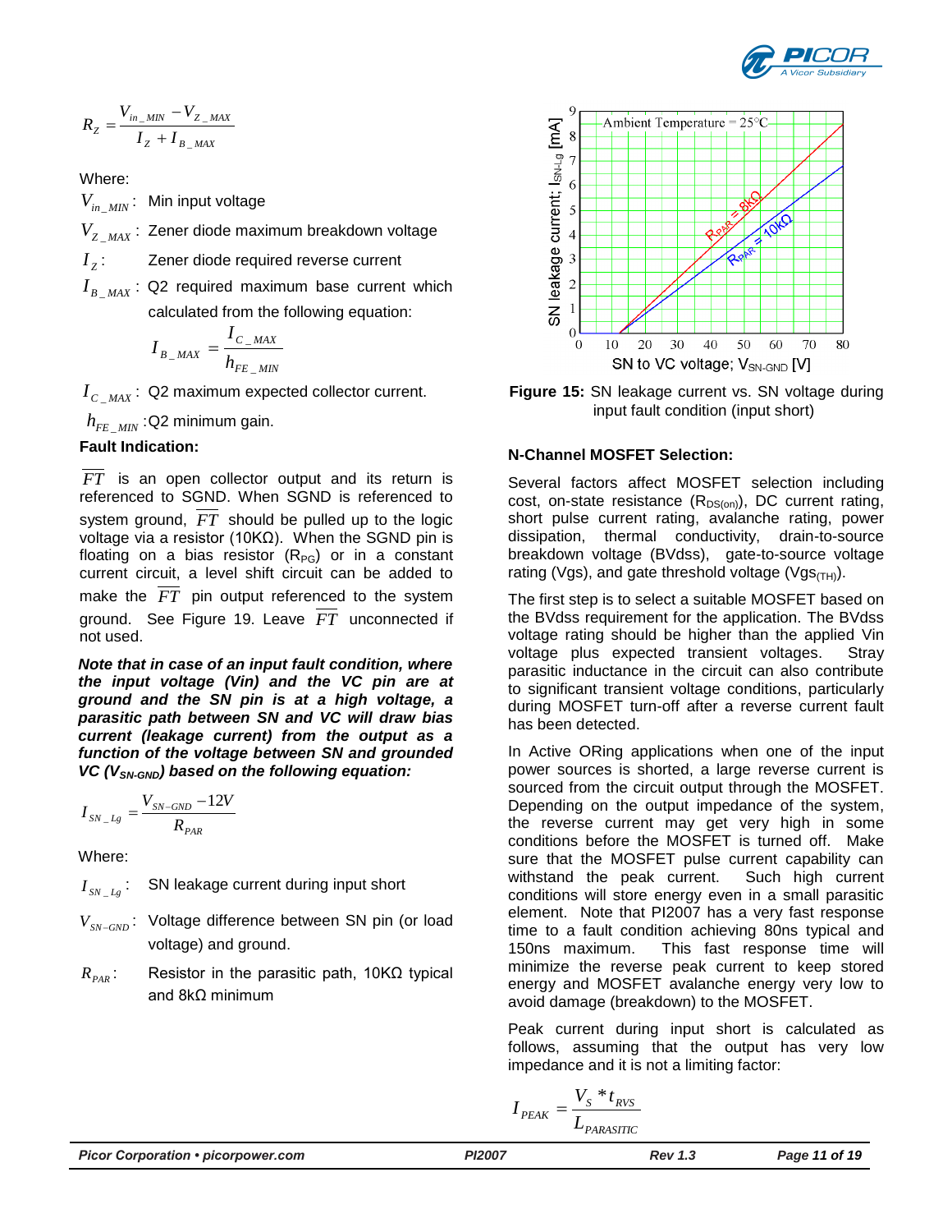$$R_Z = \frac{V_{in\_MIN} - V_{Z\_MAX}}{I_Z + I_{B\_MAX}}$$

Where:

$V_{in\_MIN}$: Min input voltage

$V_{Z\_MAX}$: Zener diode maximum breakdown voltage

$I_Z$: Zener diode required reverse current

$I_{B\_MAX}$: Q2 required maximum base current which calculated from the following equation:

$$I_{B\_MAX} = \frac{I_{C\_MAX}}{h_{FE\_MIN}}$$

$I_{C\_MAX}$: Q2 maximum expected collector current.

$h_{FE\_MIN}$: Q2 minimum gain.

**Fault Indication:**

$\overline{FT}$ is an open collector output and its return is referenced to SGND. When SGND is referenced to system ground, $\overline{FT}$ should be pulled up to the logic voltage via a resistor (10KΩ). When the SGND pin is floating on a bias resistor ($R_{PG}$) or in a constant current circuit, a level shift circuit can be added to make the $\overline{FT}$ pin output referenced to the system ground. See Figure 19. Leave $\overline{FT}$ unconnected if not used.

***Note that in case of an input fault condition, where the input voltage (Vin) and the VC pin are at ground and the SN pin is at a high voltage, a parasitic path between SN and VC will draw bias current (leakage current) from the output as a function of the voltage between SN and grounded VC ($V_{SN-GND}$) based on the following equation:***

$$I_{SN\_Lg} = \frac{V_{SN-GND} - 12V}{R_{PAR}}$$

Where:

$I_{SN\_Lg}$: SN leakage current during input short

$V_{SN-GND}$: Voltage difference between SN pin (or load voltage) and ground.

$R_{PAR}$: Resistor in the parasitic path, 10KΩ typical and 8kΩ minimum

**Figure 15:** SN leakage current vs. SN voltage during input fault condition (input short)

**N-Channel MOSFET Selection:**

Several factors affect MOSFET selection including cost, on-state resistance ($R_{DS(on)}$), DC current rating, short pulse current rating, avalanche rating, power dissipation, thermal conductivity, drain-to-source breakdown voltage (BVdss), gate-to-source voltage rating (Vgs), and gate threshold voltage ($Vgs_{(TH)}$).

The first step is to select a suitable MOSFET based on the BVdss requirement for the application. The BVdss voltage rating should be higher than the applied Vin voltage plus expected transient voltages. Stray parasitic inductance in the circuit can also contribute to significant transient voltage conditions, particularly during MOSFET turn-off after a reverse current fault has been detected.

In Active ORing applications when one of the input power sources is shorted, a large reverse current is sourced from the circuit output through the MOSFET. Depending on the output impedance of the system, the reverse current may get very high in some conditions before the MOSFET is turned off. Make sure that the MOSFET pulse current capability can withstand the peak current. Such high current conditions will store energy even in a small parasitic element. Note that PI2007 has a very fast response time to a fault condition achieving 80ns typical and 150ns maximum. This fast response time will minimize the reverse peak current to keep stored energy and MOSFET avalanche energy very low to avoid damage (breakdown) to the MOSFET.

Peak current during input short is calculated as follows, assuming that the output has very low impedance and it is not a limiting factor:

$$I_{PEAK} = \frac{V_S * t_{RVS}}{L_{PARASITIC}}$$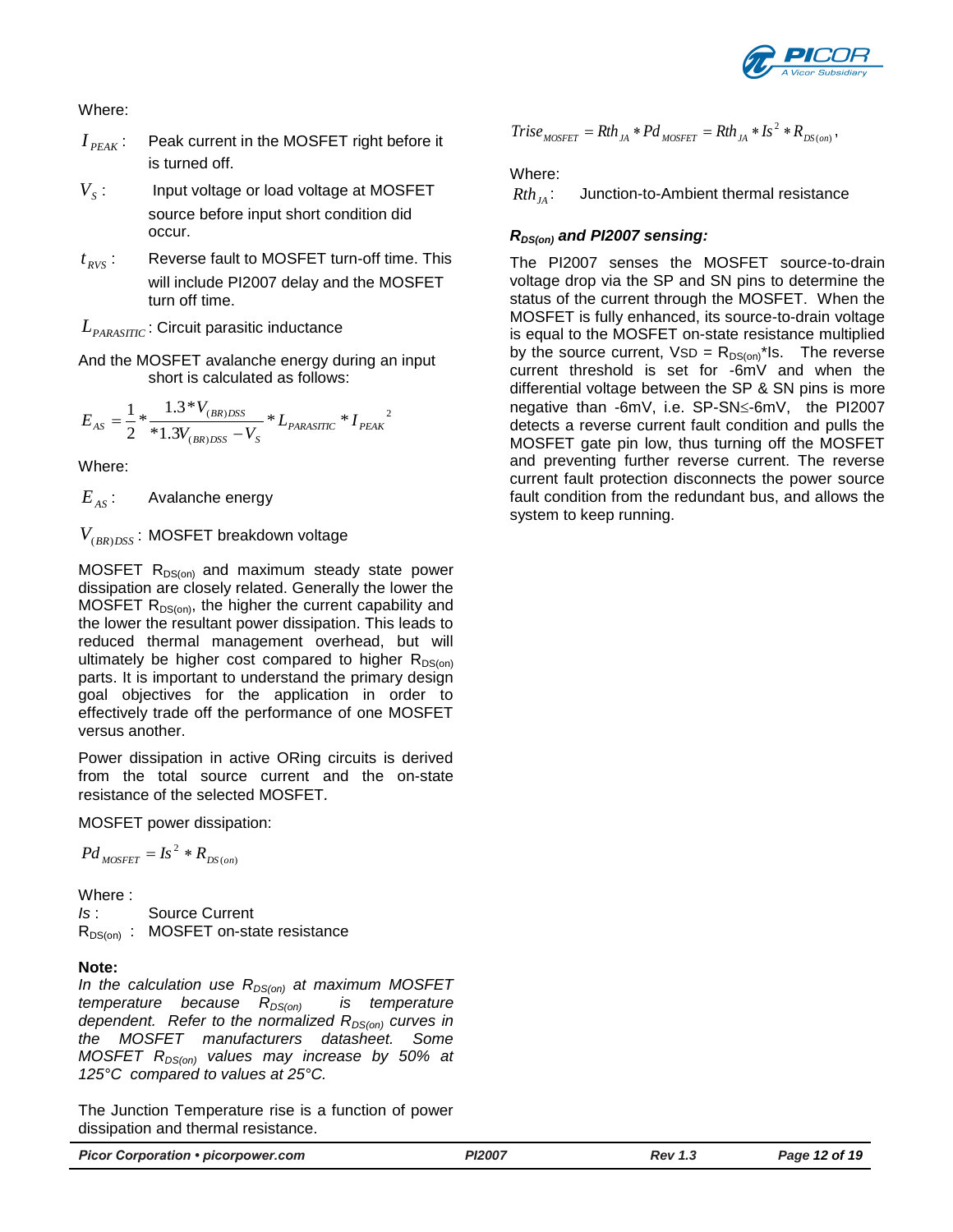Where:

$I_{PEAK}$: Peak current in the MOSFET right before it is turned off.

$V_S$: Input voltage or load voltage at MOSFET source before input short condition did occur.

$t_{RVS}$: Reverse fault to MOSFET turn-off time. This will include PI2007 delay and the MOSFET turn off time.

$L_{PARASITIC}$: Circuit parasitic inductance

And the MOSFET avalanche energy during an input short is calculated as follows:

$$E_{AS} = \frac{1}{2} * \frac{1.3 * V_{(BR)DSS}}{*1.3V_{(BR)DSS} - V_S} * L_{PARASITIC} * I_{PEAK}{}^2$$

Where:

$E_{AS}$: Avalanche energy

$V_{(BR)DSS}$: MOSFET breakdown voltage

MOSFET $R_{DS(on)}$ and maximum steady state power dissipation are closely related. Generally the lower the MOSFET $R_{DS(on)}$, the higher the current capability and the lower the resultant power dissipation. This leads to reduced thermal management overhead, but will ultimately be higher cost compared to higher $R_{DS(on)}$ parts. It is important to understand the primary design goal objectives for the application in order to effectively trade off the performance of one MOSFET versus another.

Power dissipation in active ORing circuits is derived from the total source current and the on-state resistance of the selected MOSFET.

MOSFET power dissipation:

$$Pd_{MOSFET} = Is^2 * R_{DS(on)}$$

Where :
$Is$: Source Current
$R_{DS(on)}$: MOSFET on-state resistance

**Note:**
*In the calculation use $R_{DS(on)}$ at maximum MOSFET temperature because $R_{DS(on)}$ is temperature dependent. Refer to the normalized $R_{DS(on)}$ curves in the MOSFET manufacturers datasheet. Some MOSFET $R_{DS(on)}$ values may increase by 50% at 125°C compared to values at 25°C.*

The Junction Temperature rise is a function of power dissipation and thermal resistance.

$$Trise_{MOSFET} = Rth_{JA} * Pd_{MOSFET} = Rth_{JA} * Is^2 * R_{DS(on)},$$

Where:
$Rth_{JA}$: Junction-to-Ambient thermal resistance

### *$R_{DS(on)}$ and PI2007 sensing:*

The PI2007 senses the MOSFET source-to-drain voltage drop via the SP and SN pins to determine the status of the current through the MOSFET. When the MOSFET is fully enhanced, its source-to-drain voltage is equal to the MOSFET on-state resistance multiplied by the source current, $V_{SD} = R_{DS(on)} * Is$. The reverse current threshold is set for -6mV and when the differential voltage between the SP & SN pins is more negative than -6mV, i.e. SP-SN≤-6mV, the PI2007 detects a reverse current fault condition and pulls the MOSFET gate pin low, thus turning off the MOSFET and preventing further reverse current. The reverse current fault protection disconnects the power source fault condition from the redundant bus, and allows the system to keep running.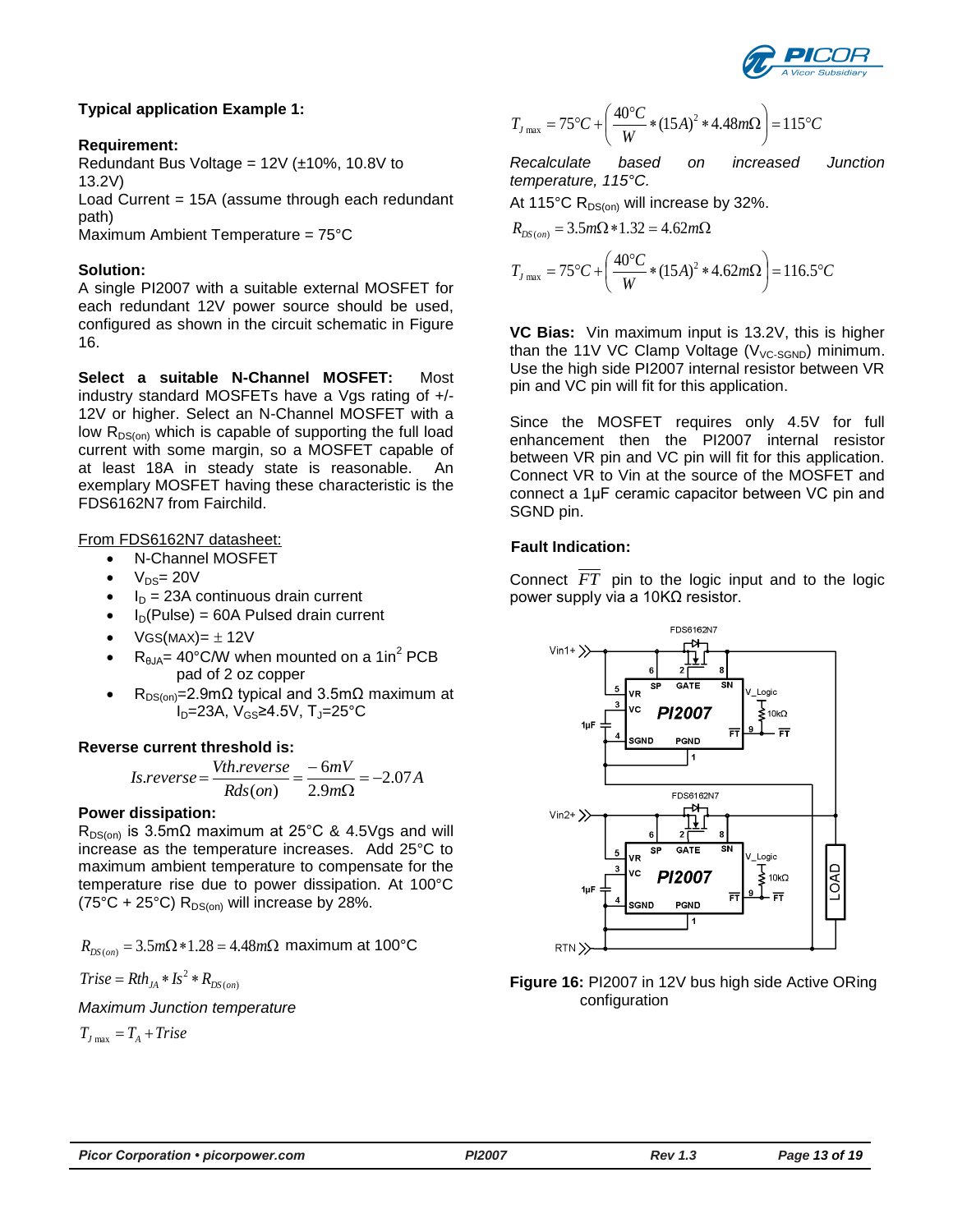### Typical application Example 1:

**Requirement:**

Redundant Bus Voltage = 12V (±10%, 10.8V to 13.2V)
Load Current = 15A (assume through each redundant path)
Maximum Ambient Temperature = 75°C

**Solution:**

A single PI2007 with a suitable external MOSFET for each redundant 12V power source should be used, configured as shown in the circuit schematic in Figure 16.

**Select a suitable N-Channel MOSFET:** Most industry standard MOSFETs have a Vgs rating of +/-12V or higher. Select an N-Channel MOSFET with a low $R_{DS(on)}$ which is capable of supporting the full load current with some margin, so a MOSFET capable of at least 18A in steady state is reasonable. An exemplary MOSFET having these characteristic is the FDS6162N7 from Fairchild.

From FDS6162N7 datasheet:

- N-Channel MOSFET
- $V_{DS}$= 20V
- $I_D$ = 23A continuous drain current
- $I_D$(Pulse) = 60A Pulsed drain current
- VGS(MAX)= ± 12V
- $R_{\theta JA}$= 40°C/W when mounted on a 1in$^2$ PCB pad of 2 oz copper
- $R_{DS(on)}$=2.9mΩ typical and 3.5mΩ maximum at $I_D$=23A, $V_{GS}$≥4.5V, $T_J$=25°C

**Reverse current threshold is:**

$$Is.reverse = \frac{Vth.reverse}{Rds(on)} = \frac{-6mV}{2.9m\Omega} = -2.07A$$

**Power dissipation:**

$R_{DS(on)}$ is 3.5mΩ maximum at 25°C & 4.5Vgs and will increase as the temperature increases. Add 25°C to maximum ambient temperature to compensate for the temperature rise due to power dissipation. At 100°C (75°C + 25°C) $R_{DS(on)}$ will increase by 28%.

$R_{DS(on)} = 3.5m\Omega * 1.28 = 4.48m\Omega$ maximum at 100°C

$$Trise = Rth_{JA} * Is^2 * R_{DS(on)}$$

*Maximum Junction temperature*

$$T_{J\max} = T_A + Trise$$

$$T_{J\max} = 75°C + \left(\frac{40°C}{W} * (15A)^2 * 4.48m\Omega\right) = 115°C$$

*Recalculate based on increased Junction temperature, 115°C.*

At 115°C $R_{DS(on)}$ will increase by 32%.

$$R_{DS(on)} = 3.5m\Omega * 1.32 = 4.62m\Omega$$

$$T_{J\max} = 75°C + \left(\frac{40°C}{W} * (15A)^2 * 4.62m\Omega\right) = 116.5°C$$

**VC Bias:** Vin maximum input is 13.2V, this is higher than the 11V VC Clamp Voltage ($V_{VC-SGND}$) minimum. Use the high side PI2007 internal resistor between VR pin and VC pin will fit for this application.

Since the MOSFET requires only 4.5V for full enhancement then the PI2007 internal resistor between VR pin and VC pin will fit for this application. Connect VR to Vin at the source of the MOSFET and connect a 1µF ceramic capacitor between VC pin and SGND pin.

**Fault Indication:**

Connect $\overline{FT}$ pin to the logic input and to the logic power supply via a 10KΩ resistor.

**Figure 16:** PI2007 in 12V bus high side Active ORing configuration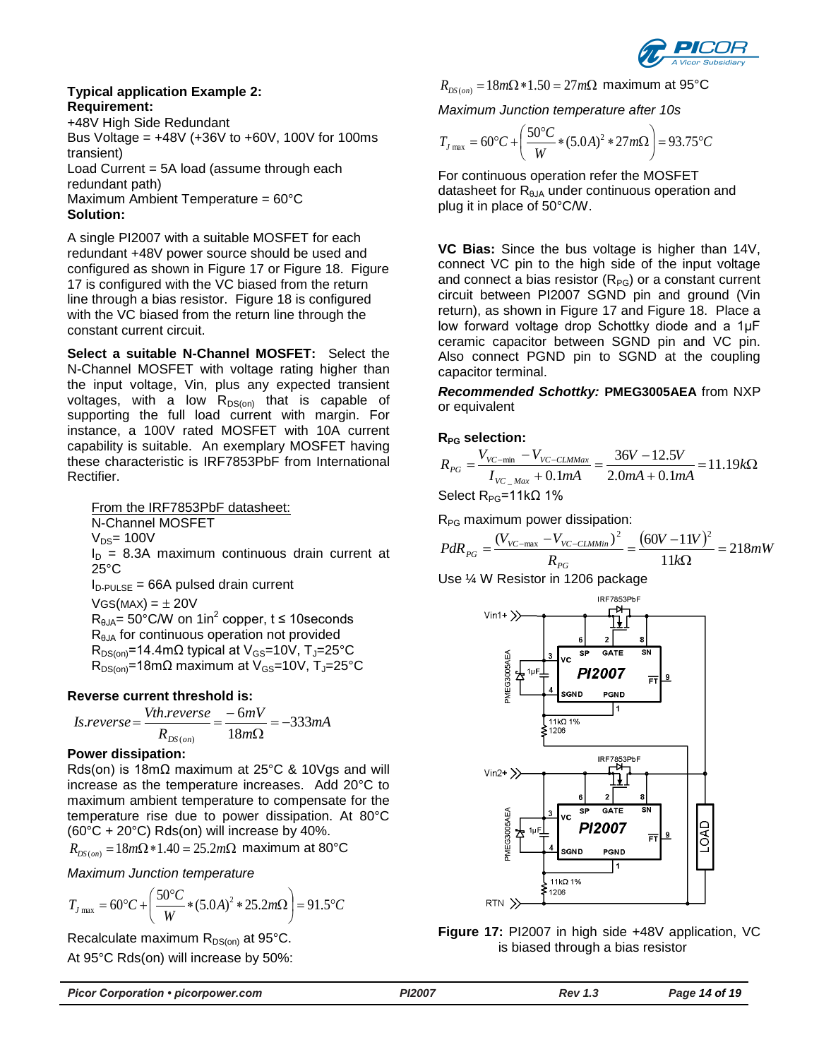**Typical application Example 2:**

**Requirement:**

+48V High Side Redundant

Bus Voltage = +48V (+36V to +60V, 100V for 100ms transient)

Load Current = 5A load (assume through each redundant path)

Maximum Ambient Temperature = 60°C

**Solution:**

A single PI2007 with a suitable MOSFET for each redundant +48V power source should be used and configured as shown in Figure 17 or Figure 18. Figure 17 is configured with the VC biased from the return line through a bias resistor. Figure 18 is configured with the VC biased from the return line through the constant current circuit.

**Select a suitable N-Channel MOSFET:** Select the N-Channel MOSFET with voltage rating higher than the input voltage, Vin, plus any expected transient voltages, with a low $R_{DS(on)}$ that is capable of supporting the full load current with margin. For instance, a 100V rated MOSFET with 10A current capability is suitable. An exemplary MOSFET having these characteristic is IRF7853PbF from International Rectifier.

From the IRF7853PbF datasheet:
N-Channel MOSFET
$V_{DS}$= 100V
$I_D$ = 8.3A maximum continuous drain current at 25°C
$I_{D\text{-}PULSE}$ = 66A pulsed drain current
$V_{GS(MAX)} = \pm$ 20V
$R_{\theta JA}$= 50°C/W on 1in$^2$ copper, t ≤ 10seconds
$R_{\theta JA}$ for continuous operation not provided
$R_{DS(on)}$=14.4mΩ typical at $V_{GS}$=10V, $T_J$=25°C
$R_{DS(on)}$=18mΩ maximum at $V_{GS}$=10V, $T_J$=25°C

**Reverse current threshold is:**

$$Is.reverse = \frac{Vth.reverse}{R_{DS(on)}} = \frac{-6mV}{18m\Omega} = -333mA$$

**Power dissipation:**

Rds(on) is 18mΩ maximum at 25°C & 10Vgs and will increase as the temperature increases. Add 20°C to maximum ambient temperature to compensate for the temperature rise due to power dissipation. At 80°C (60°C + 20°C) Rds(on) will increase by 40%.

$R_{DS(on)} = 18m\Omega * 1.40 = 25.2m\Omega$ maximum at 80°C

*Maximum Junction temperature*

$$T_{J\max} = 60°C + \left(\frac{50°C}{W} * (5.0A)^2 * 25.2m\Omega\right) = 91.5°C$$

Recalculate maximum $R_{DS(on)}$ at 95°C.

At 95°C Rds(on) will increase by 50%:

$R_{DS(on)} = 18m\Omega * 1.50 = 27m\Omega$ maximum at 95°C

*Maximum Junction temperature after 10s*

$$T_{J\max} = 60°C + \left(\frac{50°C}{W} * (5.0A)^2 * 27m\Omega\right) = 93.75°C$$

For continuous operation refer the MOSFET datasheet for $R_{\theta JA}$ under continuous operation and plug it in place of 50°C/W.

**VC Bias:** Since the bus voltage is higher than 14V, connect VC pin to the high side of the input voltage and connect a bias resistor ($R_{PG}$) or a constant current circuit between PI2007 SGND pin and ground (Vin return), as shown in Figure 17 and Figure 18. Place a low forward voltage drop Schottky diode and a 1µF ceramic capacitor between SGND pin and VC pin. Also connect PGND pin to SGND at the coupling capacitor terminal.

***Recommended Schottky:*** **PMEG3005AEA** from NXP or equivalent

**$R_{PG}$ selection:**

$$R_{PG} = \frac{V_{VC-\min} - V_{VC-CLMMax}}{I_{VC\_Max} + 0.1mA} = \frac{36V - 12.5V}{2.0mA + 0.1mA} = 11.19k\Omega$$

Select $R_{PG}$=11kΩ 1%

$R_{PG}$ maximum power dissipation:

$$PdR_{PG} = \frac{(V_{VC-\max} - V_{VC-CLMMin})^2}{R_{PG}} = \frac{(60V - 11V)^2}{11k\Omega} = 218mW$$

Use ¼ W Resistor in 1206 package

**Figure 17:** PI2007 in high side +48V application, VC is biased through a bias resistor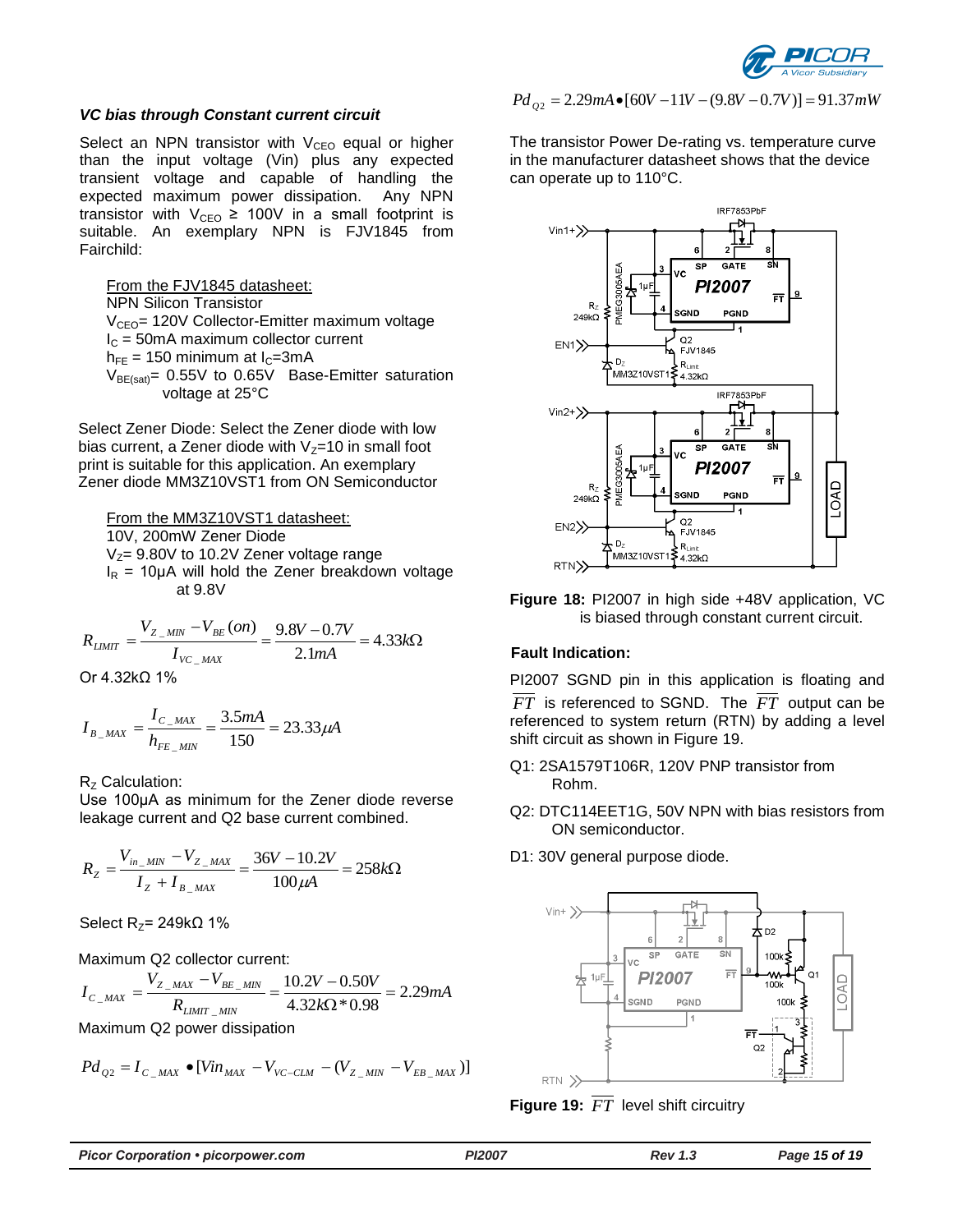### *VC bias through Constant current circuit*

Select an NPN transistor with $V_{CEO}$ equal or higher than the input voltage (Vin) plus any expected transient voltage and capable of handling the expected maximum power dissipation. Any NPN transistor with $V_{CEO} \geq 100V$ in a small footprint is suitable. An exemplary NPN is FJV1845 from Fairchild:

From the FJV1845 datasheet:
NPN Silicon Transistor
$V_{CEO}$= 120V Collector-Emitter maximum voltage
$I_C$ = 50mA maximum collector current
$h_{FE}$ = 150 minimum at $I_C$=3mA
$V_{BE(sat)}$= 0.55V to 0.65V Base-Emitter saturation voltage at 25°C

Select Zener Diode: Select the Zener diode with low bias current, a Zener diode with $V_Z$=10 in small foot print is suitable for this application. An exemplary Zener diode MM3Z10VST1 from ON Semiconductor

From the MM3Z10VST1 datasheet:
10V, 200mW Zener Diode
$V_Z$= 9.80V to 10.2V Zener voltage range
$I_R$ = 10µA will hold the Zener breakdown voltage at 9.8V

$$R_{LIMIT} = \frac{V_{Z\_MIN} - V_{BE}(on)}{I_{VC\_MAX}} = \frac{9.8V - 0.7V}{2.1mA} = 4.33k\Omega$$

Or 4.32kΩ 1%

$$I_{B\_MAX} = \frac{I_{C\_MAX}}{h_{FE\_MIN}} = \frac{3.5mA}{150} = 23.33\mu A$$

$R_Z$ Calculation:
Use 100µA as minimum for the Zener diode reverse leakage current and Q2 base current combined.

$$R_Z = \frac{V_{in\_MIN} - V_{Z\_MAX}}{I_Z + I_{B\_MAX}} = \frac{36V - 10.2V}{100\mu A} = 258k\Omega$$

Select $R_Z$= 249kΩ 1%

Maximum Q2 collector current:

$$I_{C\_MAX} = \frac{V_{Z\_MAX} - V_{BE\_MIN}}{R_{LIMIT\_MIN}} = \frac{10.2V - 0.50V}{4.32k\Omega * 0.98} = 2.29mA$$

Maximum Q2 power dissipation

$$Pd_{Q2} = I_{C\_MAX} \bullet [Vin_{MAX} - V_{VC-CLM} - (V_{Z\_MIN} - V_{EB\_MAX})]$$

$$Pd_{Q2} = 2.29mA \bullet [60V - 11V - (9.8V - 0.7V)] = 91.37mW$$

The transistor Power De-rating vs. temperature curve in the manufacturer datasheet shows that the device can operate up to 110°C.

**Figure 18:** PI2007 in high side +48V application, VC is biased through constant current circuit.

**Fault Indication:**

PI2007 SGND pin in this application is floating and $\overline{FT}$ is referenced to SGND. The $\overline{FT}$ output can be referenced to system return (RTN) by adding a level shift circuit as shown in Figure 19.

Q1: 2SA1579T106R, 120V PNP transistor from Rohm.

Q2: DTC114EET1G, 50V NPN with bias resistors from ON semiconductor.

D1: 30V general purpose diode.

**Figure 19:** $\overline{FT}$ level shift circuitry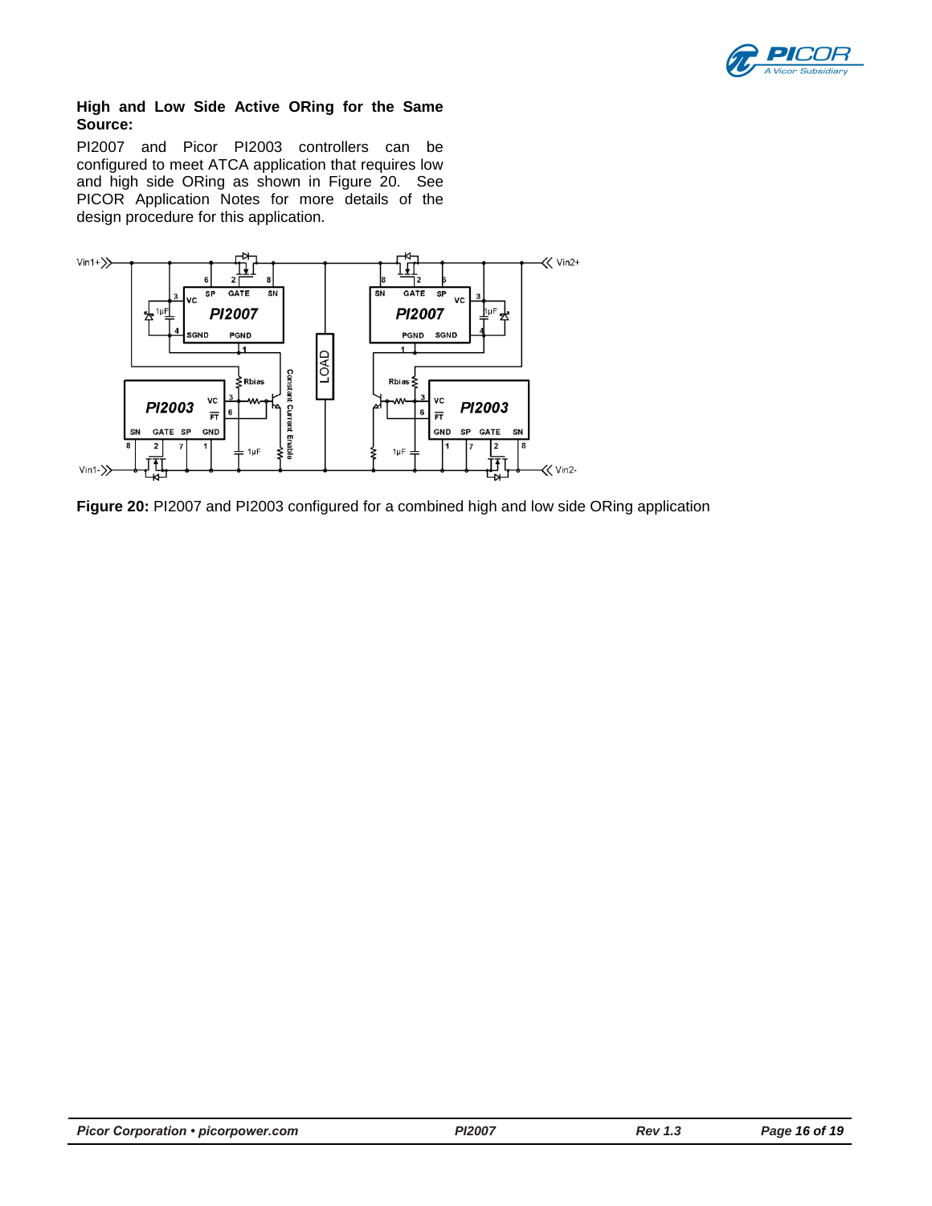### High and Low Side Active ORing for the Same Source:

PI2007 and Picor PI2003 controllers can be configured to meet ATCA application that requires low and high side ORing as shown in Figure 20. See PICOR Application Notes for more details of the design procedure for this application.

**Figure 20:** PI2007 and PI2003 configured for a combined high and low side ORing application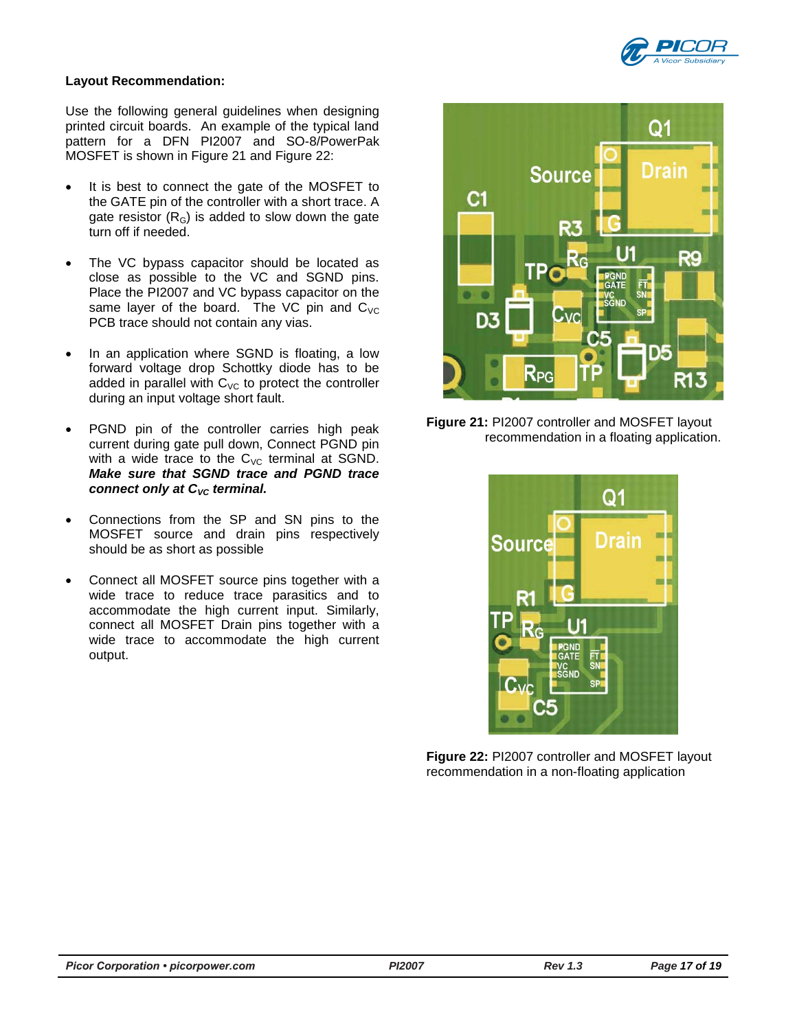**Layout Recommendation:**

Use the following general guidelines when designing printed circuit boards. An example of the typical land pattern for a DFN PI2007 and SO-8/PowerPak MOSFET is shown in Figure 21 and Figure 22:

- It is best to connect the gate of the MOSFET to the GATE pin of the controller with a short trace. A gate resistor ($R_G$) is added to slow down the gate turn off if needed.
- The VC bypass capacitor should be located as close as possible to the VC and SGND pins. Place the PI2007 and VC bypass capacitor on the same layer of the board. The VC pin and $C_{VC}$ PCB trace should not contain any vias.
- In an application where SGND is floating, a low forward voltage drop Schottky diode has to be added in parallel with $C_{VC}$ to protect the controller during an input voltage short fault.
- PGND pin of the controller carries high peak current during gate pull down, Connect PGND pin with a wide trace to the $C_{VC}$ terminal at SGND. ***Make sure that SGND trace and PGND trace connect only at $C_{VC}$ terminal.***
- Connections from the SP and SN pins to the MOSFET source and drain pins respectively should be as short as possible
- Connect all MOSFET source pins together with a wide trace to reduce trace parasitics and to accommodate the high current input. Similarly, connect all MOSFET Drain pins together with a wide trace to accommodate the high current output.

**Figure 21:** PI2007 controller and MOSFET layout recommendation in a floating application.

**Figure 22:** PI2007 controller and MOSFET layout recommendation in a non-floating application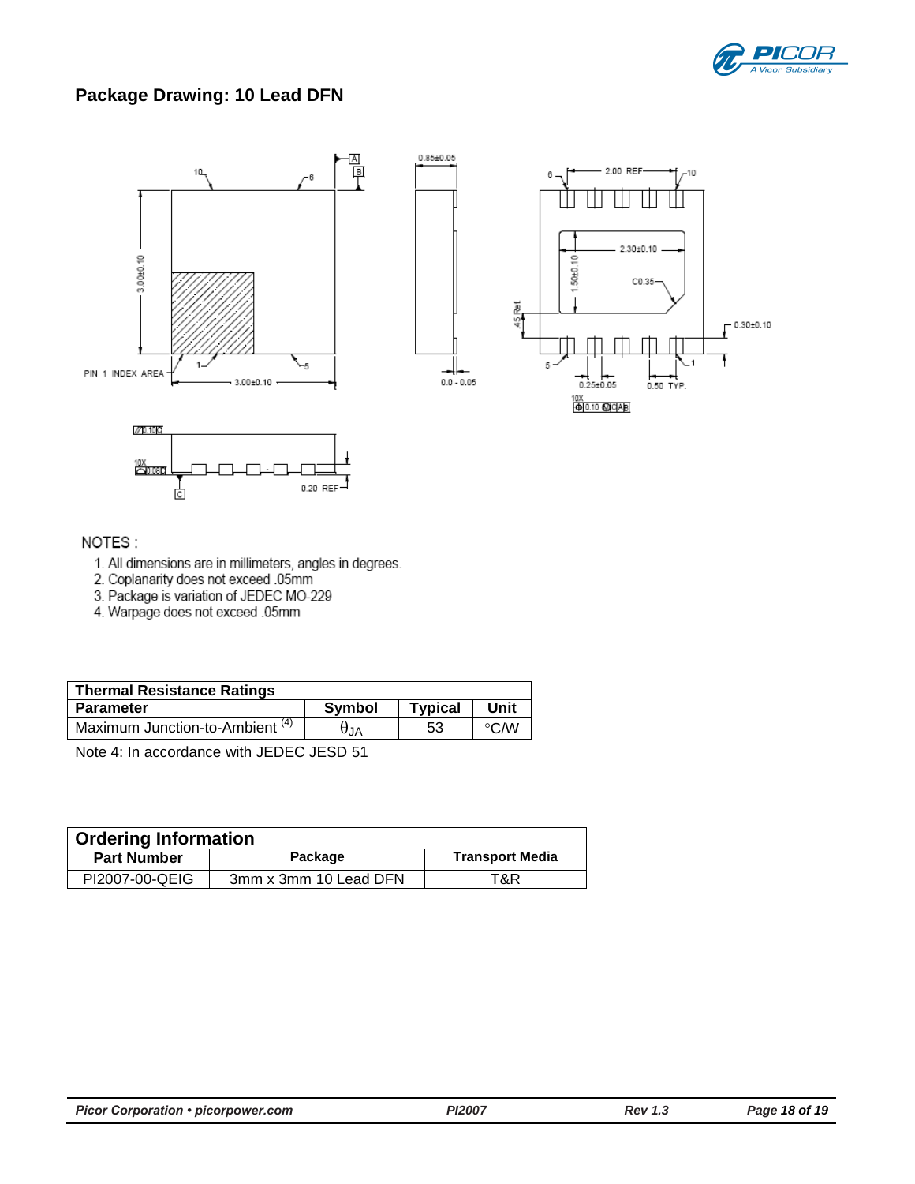## Package Drawing: 10 Lead DFN

NOTES :

1. All dimensions are in millimeters, angles in degrees.
2. Coplanarity does not exceed .05mm
3. Package is variation of JEDEC MO-229
4. Warpage does not exceed .05mm

| Thermal Resistance Ratings | | | |
|---|---|---|---|
| **Parameter** | **Symbol** | **Typical** | **Unit** |
| Maximum Junction-to-Ambient (4) | $\theta_{JA}$ | 53 | °C/W |

Note 4: In accordance with JEDEC JESD 51

| Ordering Information | | |
|---|---|---|
| **Part Number** | **Package** | **Transport Media** |
| PI2007-00-QEIG | 3mm x 3mm 10 Lead DFN | T&R |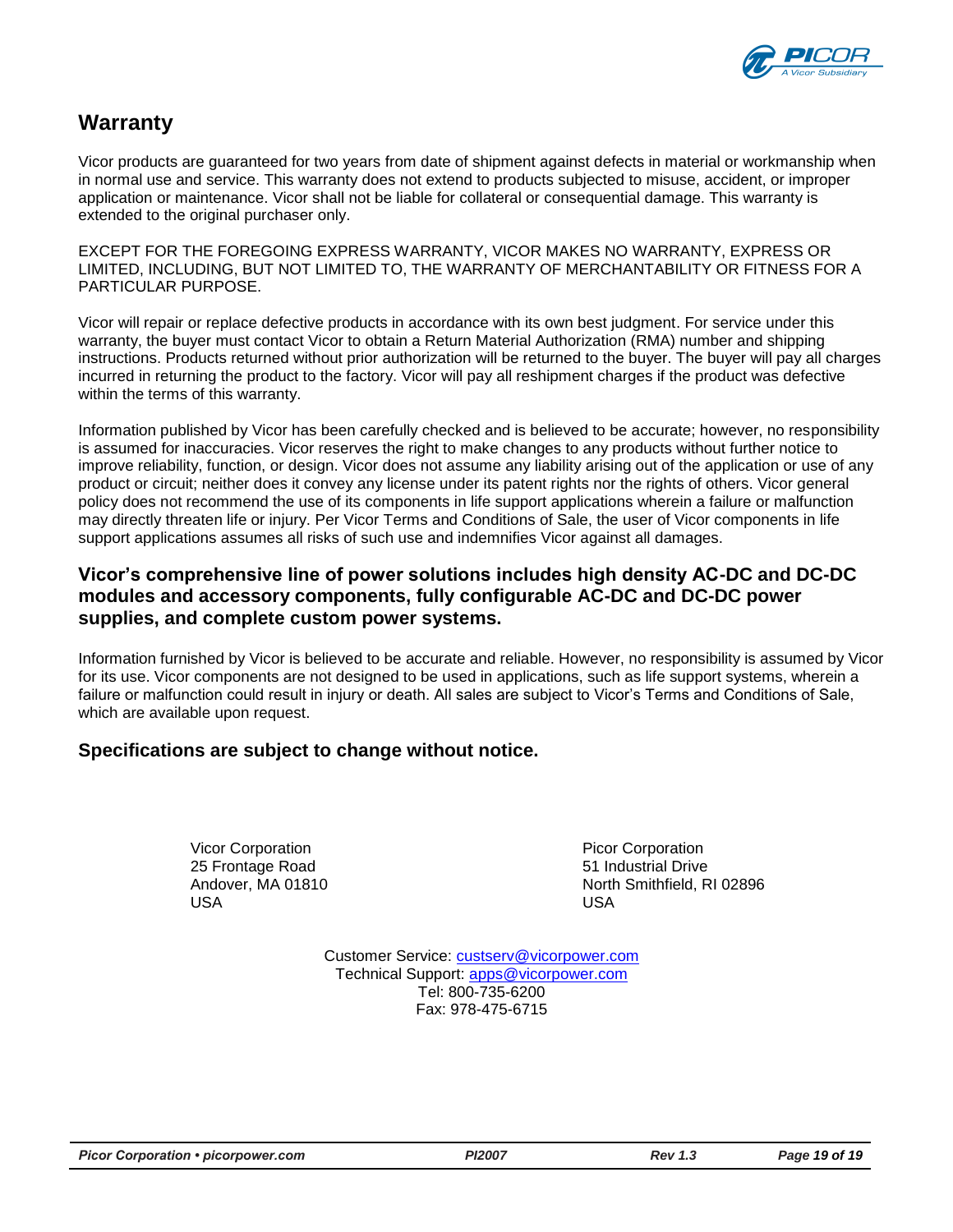## Warranty

Vicor products are guaranteed for two years from date of shipment against defects in material or workmanship when in normal use and service. This warranty does not extend to products subjected to misuse, accident, or improper application or maintenance. Vicor shall not be liable for collateral or consequential damage. This warranty is extended to the original purchaser only.

EXCEPT FOR THE FOREGOING EXPRESS WARRANTY, VICOR MAKES NO WARRANTY, EXPRESS OR LIMITED, INCLUDING, BUT NOT LIMITED TO, THE WARRANTY OF MERCHANTABILITY OR FITNESS FOR A PARTICULAR PURPOSE.

Vicor will repair or replace defective products in accordance with its own best judgment. For service under this warranty, the buyer must contact Vicor to obtain a Return Material Authorization (RMA) number and shipping instructions. Products returned without prior authorization will be returned to the buyer. The buyer will pay all charges incurred in returning the product to the factory. Vicor will pay all reshipment charges if the product was defective within the terms of this warranty.

Information published by Vicor has been carefully checked and is believed to be accurate; however, no responsibility is assumed for inaccuracies. Vicor reserves the right to make changes to any products without further notice to improve reliability, function, or design. Vicor does not assume any liability arising out of the application or use of any product or circuit; neither does it convey any license under its patent rights nor the rights of others. Vicor general policy does not recommend the use of its components in life support applications wherein a failure or malfunction may directly threaten life or injury. Per Vicor Terms and Conditions of Sale, the user of Vicor components in life support applications assumes all risks of such use and indemnifies Vicor against all damages.

### Vicor's comprehensive line of power solutions includes high density AC-DC and DC-DC modules and accessory components, fully configurable AC-DC and DC-DC power supplies, and complete custom power systems.

Information furnished by Vicor is believed to be accurate and reliable. However, no responsibility is assumed by Vicor for its use. Vicor components are not designed to be used in applications, such as life support systems, wherein a failure or malfunction could result in injury or death. All sales are subject to Vicor's Terms and Conditions of Sale, which are available upon request.

### Specifications are subject to change without notice.

Vicor Corporation
25 Frontage Road
Andover, MA 01810
USA

Picor Corporation
51 Industrial Drive
North Smithfield, RI 02896
USA

Customer Service: custserv@vicorpower.com
Technical Support: apps@vicorpower.com
Tel: 800-735-6200
Fax: 978-475-6715